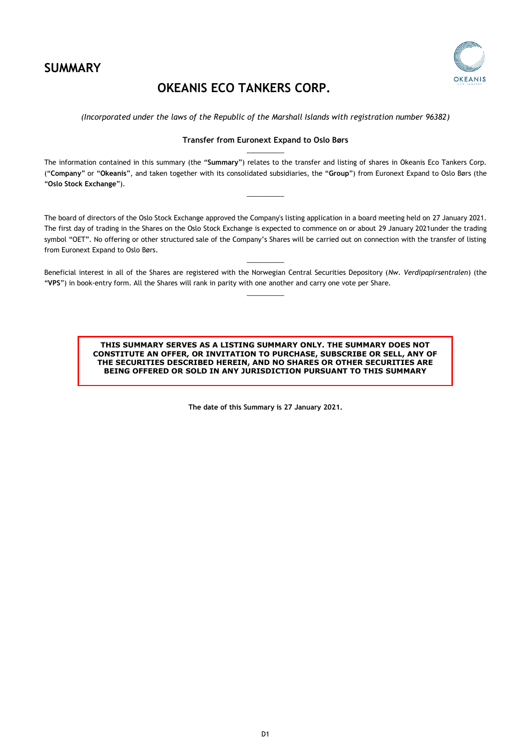# SUMMARY

# OKEANIS ECO TANKERS CORP.

*(Incorporated under the laws of the Republic of the Marshall Islands with registration number 96382)*

**Transfer from Euronext Expand to Oslo Børs**

---

The information contained in this summary (the "**Summary**") relates to the transfer and listing of shares in Okeanis Eco Tankers Corp. ("**Company**" or "**Okeanis**", and taken together with its consolidated subsidiaries, the "**Group**") from Euronext Expand to Oslo Børs (the "**Oslo Stock Exchange**").

---

The board of directors of the Oslo Stock Exchange approved the Company's listing application in a board meeting held on 27 January 2021. The first day of trading in the Shares on the Oslo Stock Exchange is expected to commence on or about 29 January 2021under the trading symbol "OET". No offering or other structured sale of the Company's Shares will be carried out on connection with the transfer of listing from Euronext Expand to Oslo Børs.

---

Beneficial interest in all of the Shares are registered with the Norwegian Central Securities Depository (*Nw. Verdipapirsentralen*) (the "**VPS**") in book-entry form. All the Shares will rank in parity with one another and carry one vote per Share.

---

**THIS SUMMARY SERVES AS A LISTING SUMMARY ONLY. THE SUMMARY DOES NOT CONSTITUTE AN OFFER, OR INVITATION TO PURCHASE, SUBSCRIBE OR SELL, ANY OF THE SECURITIES DESCRIBED HEREIN, AND NO SHARES OR OTHER SECURITIES ARE BEING OFFERED OR SOLD IN ANY JURISDICTION PURSUANT TO THIS SUMMARY**

**The date of this Summary is 27 January 2021.**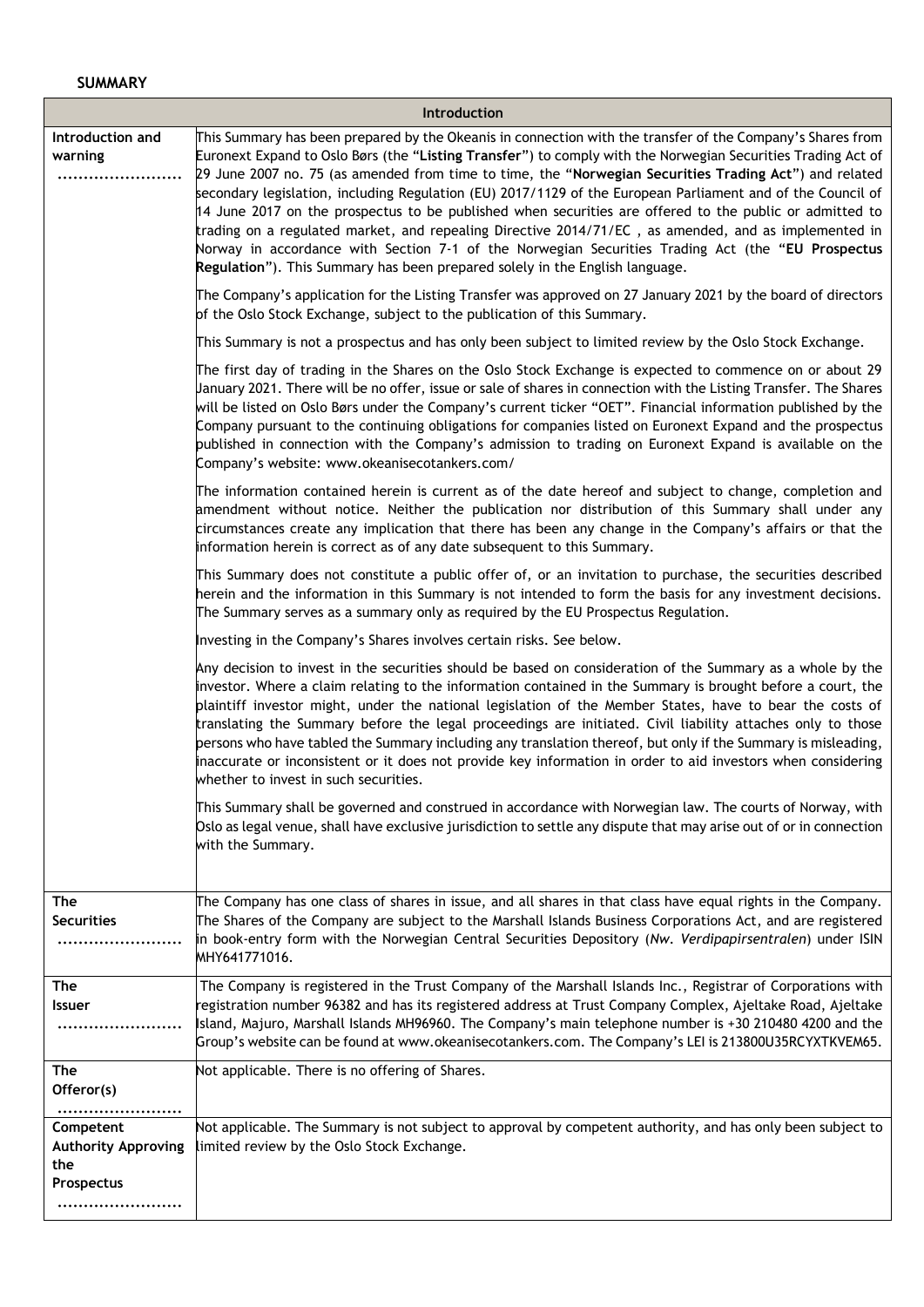## SUMMARY

| Introduction | |
|---|---|
| **Introduction and warning** ........................ | This Summary has been prepared by the Okeanis in connection with the transfer of the Company's Shares from Euronext Expand to Oslo Børs (the "**Listing Transfer**") to comply with the Norwegian Securities Trading Act of 29 June 2007 no. 75 (as amended from time to time, the "**Norwegian Securities Trading Act**") and related secondary legislation, including Regulation (EU) 2017/1129 of the European Parliament and of the Council of 14 June 2017 on the prospectus to be published when securities are offered to the public or admitted to trading on a regulated market, and repealing Directive 2014/71/EC , as amended, and as implemented in Norway in accordance with Section 7-1 of the Norwegian Securities Trading Act (the "**EU Prospectus Regulation**"). This Summary has been prepared solely in the English language.<br><br>The Company's application for the Listing Transfer was approved on 27 January 2021 by the board of directors of the Oslo Stock Exchange, subject to the publication of this Summary.<br><br>This Summary is not a prospectus and has only been subject to limited review by the Oslo Stock Exchange.<br><br>The first day of trading in the Shares on the Oslo Stock Exchange is expected to commence on or about 29 January 2021. There will be no offer, issue or sale of shares in connection with the Listing Transfer. The Shares will be listed on Oslo Børs under the Company's current ticker "OET". Financial information published by the Company pursuant to the continuing obligations for companies listed on Euronext Expand and the prospectus published in connection with the Company's admission to trading on Euronext Expand is available on the Company's website: www.okeanisecotankers.com/<br><br>The information contained herein is current as of the date hereof and subject to change, completion and amendment without notice. Neither the publication nor distribution of this Summary shall under any circumstances create any implication that there has been any change in the Company's affairs or that the information herein is correct as of any date subsequent to this Summary.<br><br>This Summary does not constitute a public offer of, or an invitation to purchase, the securities described herein and the information in this Summary is not intended to form the basis for any investment decisions. The Summary serves as a summary only as required by the EU Prospectus Regulation.<br><br>Investing in the Company's Shares involves certain risks. See below.<br><br>Any decision to invest in the securities should be based on consideration of the Summary as a whole by the investor. Where a claim relating to the information contained in the Summary is brought before a court, the plaintiff investor might, under the national legislation of the Member States, have to bear the costs of translating the Summary before the legal proceedings are initiated. Civil liability attaches only to those persons who have tabled the Summary including any translation thereof, but only if the Summary is misleading, inaccurate or inconsistent or it does not provide key information in order to aid investors when considering whether to invest in such securities.<br><br>This Summary shall be governed and construed in accordance with Norwegian law. The courts of Norway, with Oslo as legal venue, shall have exclusive jurisdiction to settle any dispute that may arise out of or in connection with the Summary. |
| **The Securities** ........................ | The Company has one class of shares in issue, and all shares in that class have equal rights in the Company. The Shares of the Company are subject to the Marshall Islands Business Corporations Act, and are registered in book-entry form with the Norwegian Central Securities Depository (*Nw. Verdipapirsentralen*) under ISIN MHY641771016. |
| **The Issuer** ........................ | The Company is registered in the Trust Company of the Marshall Islands Inc., Registrar of Corporations with registration number 96382 and has its registered address at Trust Company Complex, Ajeltake Road, Ajeltake Island, Majuro, Marshall Islands MH96960. The Company's main telephone number is +30 210480 4200 and the Group's website can be found at www.okeanisecotankers.com. The Company's LEI is 213800U35RCYXTKVEM65. |
| **The Offeror(s)** ........................ | Not applicable. There is no offering of Shares. |
| **Competent Authority Approving the Prospectus** ........................ | Not applicable. The Summary is not subject to approval by competent authority, and has only been subject to limited review by the Oslo Stock Exchange. |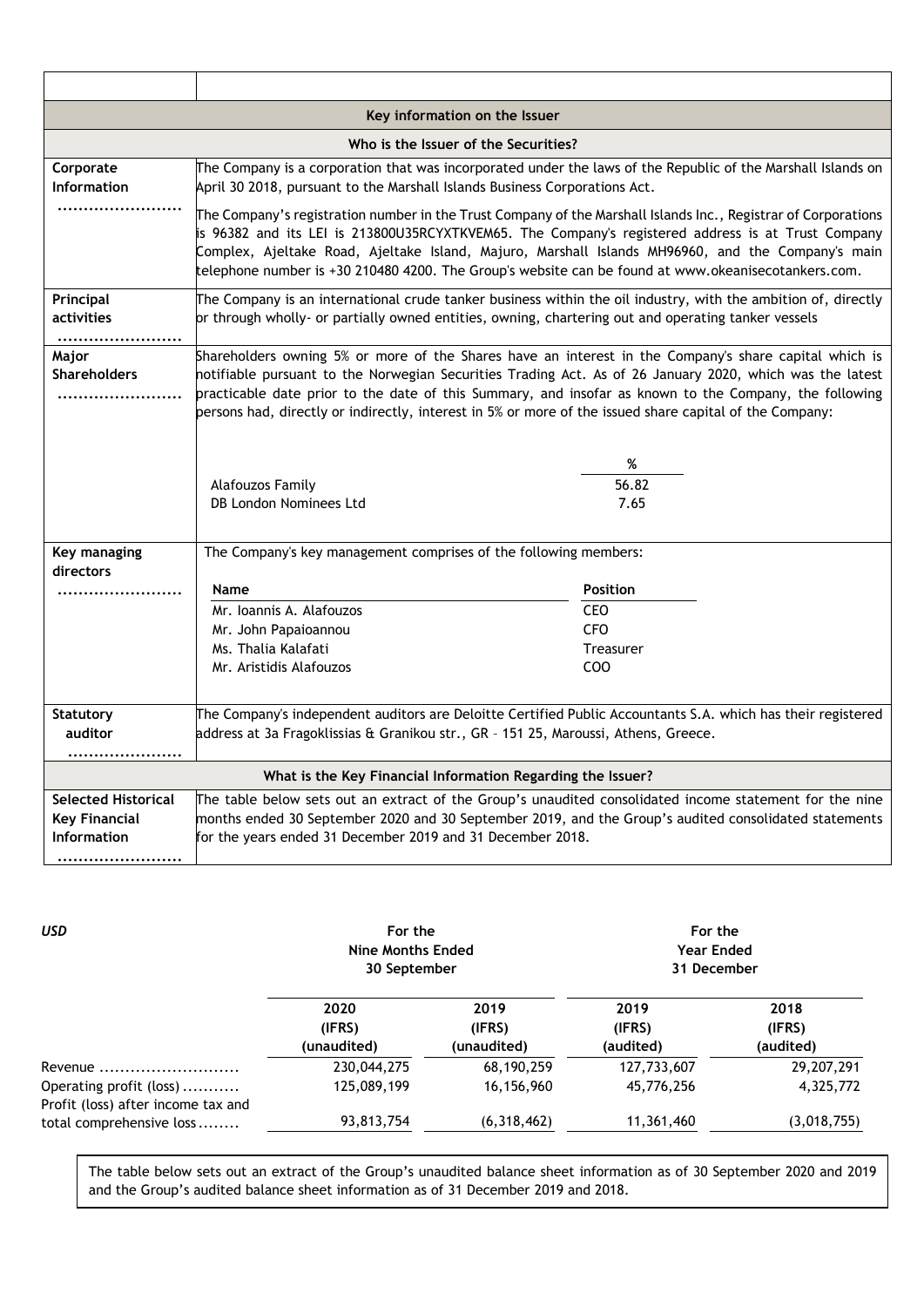| | |
|---|---|
| **Key information on the Issuer** | |
| **Who is the Issuer of the Securities?** | |
| **Corporate Information** ........................ | The Company is a corporation that was incorporated under the laws of the Republic of the Marshall Islands on April 30 2018, pursuant to the Marshall Islands Business Corporations Act.<br><br>The Company's registration number in the Trust Company of the Marshall Islands Inc., Registrar of Corporations is 96382 and its LEI is 213800U35RCYXTKVEM65. The Company's registered address is at Trust Company Complex, Ajeltake Road, Ajeltake Island, Majuro, Marshall Islands MH96960, and the Company's main telephone number is +30 210480 4200. The Group's website can be found at www.okeanisecotankers.com. |
| **Principal activities** ........................ | The Company is an international crude tanker business within the oil industry, with the ambition of, directly or through wholly- or partially owned entities, owning, chartering out and operating tanker vessels |
| **Major Shareholders** ........................ | Shareholders owning 5% or more of the Shares have an interest in the Company's share capital which is notifiable pursuant to the Norwegian Securities Trading Act. As of 26 January 2020, which was the latest practicable date prior to the date of this Summary, and insofar as known to the Company, the following persons had, directly or indirectly, interest in 5% or more of the issued share capital of the Company:<br><br>% <br>Alafouzos Family — 56.82<br>DB London Nominees Ltd — 7.65 |
| **Key managing directors** ........................ | The Company's key management comprises of the following members:<br><br>**Name** — **Position**<br>Mr. Ioannis A. Alafouzos — CEO<br>Mr. John Papaioannou — CFO<br>Ms. Thalia Kalafati — Treasurer<br>Mr. Aristidis Alafouzos — COO |
| **Statutory auditor** ........................ | The Company's independent auditors are Deloitte Certified Public Accountants S.A. which has their registered address at 3a Fragoklissias & Granikou str., GR – 151 25, Maroussi, Athens, Greece. |
| **What is the Key Financial Information Regarding the Issuer?** | |
| **Selected Historical Key Financial Information** ........................ | The table below sets out an extract of the Group's unaudited consolidated income statement for the nine months ended 30 September 2020 and 30 September 2019, and the Group's audited consolidated statements for the years ended 31 December 2019 and 31 December 2018. |

| *USD* | For the Nine Months Ended 30 September | | For the Year Ended 31 December | |
|---|---|---|---|---|
| | **2020 (IFRS) (unaudited)** | **2019 (IFRS) (unaudited)** | **2019 (IFRS) (audited)** | **2018 (IFRS) (audited)** |
| Revenue .......................... | 230,044,275 | 68,190,259 | 127,733,607 | 29,207,291 |
| Operating profit (loss) ........... | 125,089,199 | 16,156,960 | 45,776,256 | 4,325,772 |
| Profit (loss) after income tax and total comprehensive loss ........ | 93,813,754 | (6,318,462) | 11,361,460 | (3,018,755) |

The table below sets out an extract of the Group's unaudited balance sheet information as of 30 September 2020 and 2019 and the Group's audited balance sheet information as of 31 December 2019 and 2018.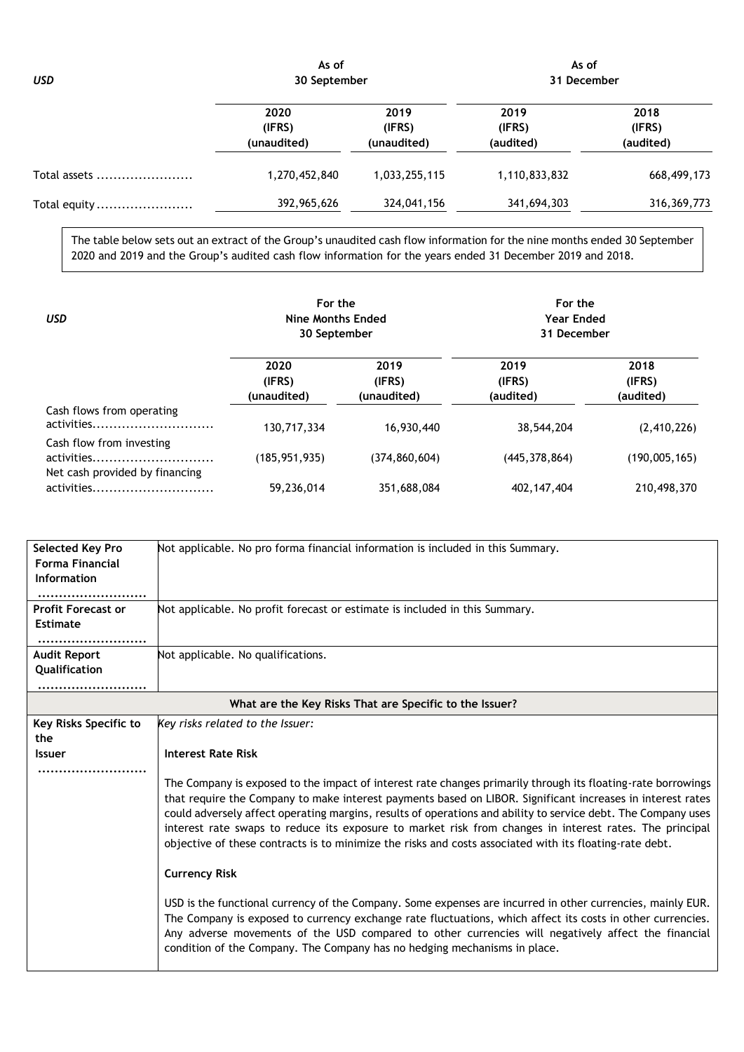| USD | As of 30 September | | As of 31 December | |
|---|---|---|---|---|
| | 2020 (IFRS) (unaudited) | 2019 (IFRS) (unaudited) | 2019 (IFRS) (audited) | 2018 (IFRS) (audited) |
| Total assets ....................... | 1,270,452,840 | 1,033,255,115 | 1,110,833,832 | 668,499,173 |
| Total equity ....................... | 392,965,626 | 324,041,156 | 341,694,303 | 316,369,773 |

The table below sets out an extract of the Group's unaudited cash flow information for the nine months ended 30 September 2020 and 2019 and the Group's audited cash flow information for the years ended 31 December 2019 and 2018.

| USD | For the Nine Months Ended 30 September | | For the Year Ended 31 December | |
|---|---|---|---|---|
| | 2020 (IFRS) (unaudited) | 2019 (IFRS) (unaudited) | 2019 (IFRS) (audited) | 2018 (IFRS) (audited) |
| Cash flows from operating activities............................ | 130,717,334 | 16,930,440 | 38,544,204 | (2,410,226) |
| Cash flow from investing activities............................ | (185,951,935) | (374,860,604) | (445,378,864) | (190,005,165) |
| Net cash provided by financing activities............................ | 59,236,014 | 351,688,084 | 402,147,404 | 210,498,370 |

| | |
|---|---|
| **Selected Key Pro Forma Financial Information** .......................... | Not applicable. No pro forma financial information is included in this Summary. |
| **Profit Forecast or Estimate** .......................... | Not applicable. No profit forecast or estimate is included in this Summary. |
| **Audit Report Qualification** .......................... | Not applicable. No qualifications. |
| **What are the Key Risks That are Specific to the Issuer?** | |
| **Key Risks Specific to the Issuer** .......................... | *Key risks related to the Issuer:*<br><br>**Interest Rate Risk**<br><br>The Company is exposed to the impact of interest rate changes primarily through its floating-rate borrowings that require the Company to make interest payments based on LIBOR. Significant increases in interest rates could adversely affect operating margins, results of operations and ability to service debt. The Company uses interest rate swaps to reduce its exposure to market risk from changes in interest rates. The principal objective of these contracts is to minimize the risks and costs associated with its floating-rate debt.<br><br>**Currency Risk**<br><br>USD is the functional currency of the Company. Some expenses are incurred in other currencies, mainly EUR. The Company is exposed to currency exchange rate fluctuations, which affect its costs in other currencies. Any adverse movements of the USD compared to other currencies will negatively affect the financial condition of the Company. The Company has no hedging mechanisms in place. |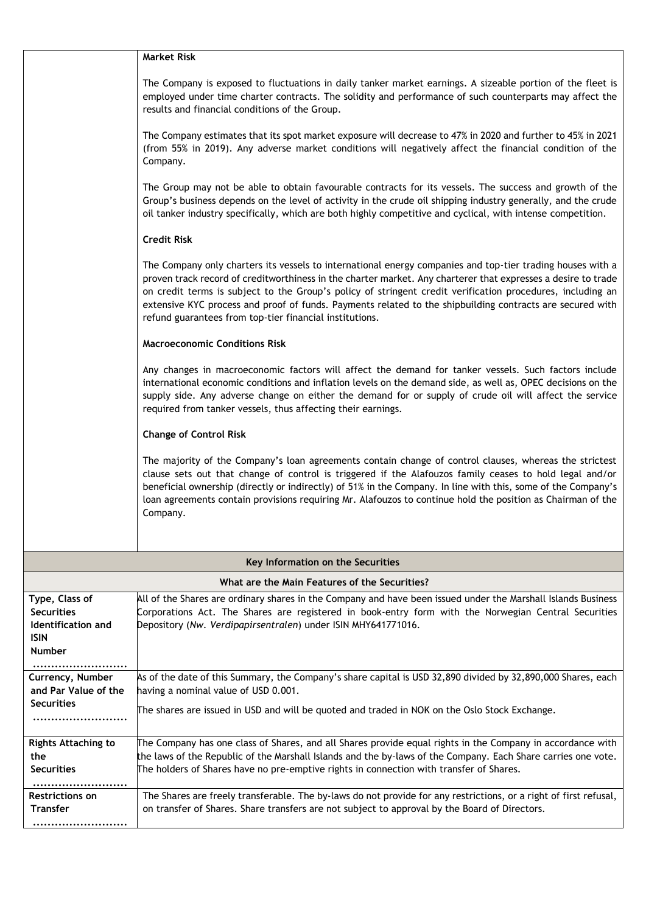| | |
|---|---|
| | **Market Risk**<br><br>The Company is exposed to fluctuations in daily tanker market earnings. A sizeable portion of the fleet is employed under time charter contracts. The solidity and performance of such counterparts may affect the results and financial conditions of the Group.<br><br>The Company estimates that its spot market exposure will decrease to 47% in 2020 and further to 45% in 2021 (from 55% in 2019). Any adverse market conditions will negatively affect the financial condition of the Company.<br><br>The Group may not be able to obtain favourable contracts for its vessels. The success and growth of the Group's business depends on the level of activity in the crude oil shipping industry generally, and the crude oil tanker industry specifically, which are both highly competitive and cyclical, with intense competition.<br><br>**Credit Risk**<br><br>The Company only charters its vessels to international energy companies and top-tier trading houses with a proven track record of creditworthiness in the charter market. Any charterer that expresses a desire to trade on credit terms is subject to the Group's policy of stringent credit verification procedures, including an extensive KYC process and proof of funds. Payments related to the shipbuilding contracts are secured with refund guarantees from top-tier financial institutions.<br><br>**Macroeconomic Conditions Risk**<br><br>Any changes in macroeconomic factors will affect the demand for tanker vessels. Such factors include international economic conditions and inflation levels on the demand side, as well as, OPEC decisions on the supply side. Any adverse change on either the demand for or supply of crude oil will affect the service required from tanker vessels, thus affecting their earnings.<br><br>**Change of Control Risk**<br><br>The majority of the Company's loan agreements contain change of control clauses, whereas the strictest clause sets out that change of control is triggered if the Alafouzos family ceases to hold legal and/or beneficial ownership (directly or indirectly) of 51% in the Company. In line with this, some of the Company's loan agreements contain provisions requiring Mr. Alafouzos to continue hold the position as Chairman of the Company. |

| **Key Information on the Securities** | |
|---|---|
| **What are the Main Features of the Securities?** | |
| **Type, Class of Securities Identification and ISIN Number** | All of the Shares are ordinary shares in the Company and have been issued under the Marshall Islands Business Corporations Act. The Shares are registered in book-entry form with the Norwegian Central Securities Depository (*Nw. Verdipapirsentralen*) under ISIN MHY641771016. |
| **Currency, Number and Par Value of the Securities** | As of the date of this Summary, the Company's share capital is USD 32,890 divided by 32,890,000 Shares, each having a nominal value of USD 0.001.<br><br>The shares are issued in USD and will be quoted and traded in NOK on the Oslo Stock Exchange. |
| **Rights Attaching to the Securities** | The Company has one class of Shares, and all Shares provide equal rights in the Company in accordance with the laws of the Republic of the Marshall Islands and the by-laws of the Company. Each Share carries one vote. The holders of Shares have no pre-emptive rights in connection with transfer of Shares. |
| **Restrictions on Transfer** | The Shares are freely transferable. The by-laws do not provide for any restrictions, or a right of first refusal, on transfer of Shares. Share transfers are not subject to approval by the Board of Directors. |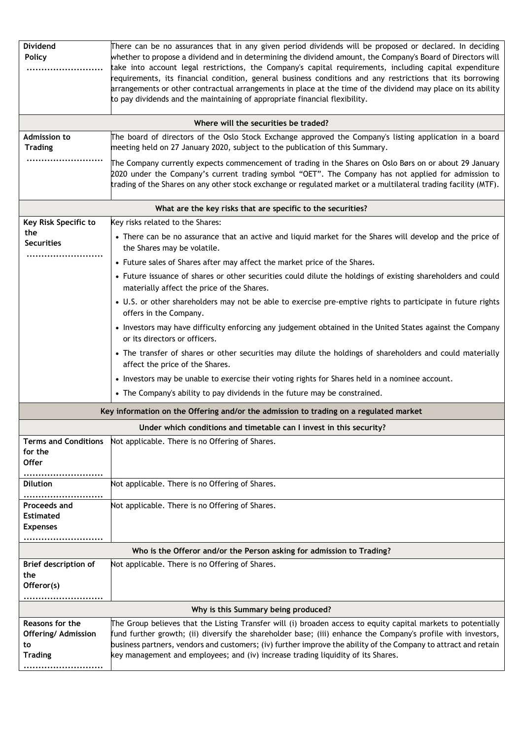| | |
|---|---|
| **Dividend Policy** | There can be no assurances that in any given period dividends will be proposed or declared. In deciding whether to propose a dividend and in determining the dividend amount, the Company's Board of Directors will take into account legal restrictions, the Company's capital requirements, including capital expenditure requirements, its financial condition, general business conditions and any restrictions that its borrowing arrangements or other contractual arrangements in place at the time of the dividend may place on its ability to pay dividends and the maintaining of appropriate financial flexibility. |
| **Where will the securities be traded?** | |
| **Admission to Trading** | The board of directors of the Oslo Stock Exchange approved the Company's listing application in a board meeting held on 27 January 2020, subject to the publication of this Summary.<br><br>The Company currently expects commencement of trading in the Shares on Oslo Børs on or about 29 January 2020 under the Company's current trading symbol "OET". The Company has not applied for admission to trading of the Shares on any other stock exchange or regulated market or a multilateral trading facility (MTF). |
| **What are the key risks that are specific to the securities?** | |
| **Key Risk Specific to the Securities** | Key risks related to the Shares:<br>• There can be no assurance that an active and liquid market for the Shares will develop and the price of the Shares may be volatile.<br>• Future sales of Shares after may affect the market price of the Shares.<br>• Future issuance of shares or other securities could dilute the holdings of existing shareholders and could materially affect the price of the Shares.<br>• U.S. or other shareholders may not be able to exercise pre-emptive rights to participate in future rights offers in the Company.<br>• Investors may have difficulty enforcing any judgement obtained in the United States against the Company or its directors or officers.<br>• The transfer of shares or other securities may dilute the holdings of shareholders and could materially affect the price of the Shares.<br>• Investors may be unable to exercise their voting rights for Shares held in a nominee account.<br>• The Company's ability to pay dividends in the future may be constrained. |
| **Key information on the Offering and/or the admission to trading on a regulated market** | |
| **Under which conditions and timetable can I invest in this security?** | |
| **Terms and Conditions for the Offer** | Not applicable. There is no Offering of Shares. |
| **Dilution** | Not applicable. There is no Offering of Shares. |
| **Proceeds and Estimated Expenses** | Not applicable. There is no Offering of Shares. |
| **Who is the Offeror and/or the Person asking for admission to Trading?** | |
| **Brief description of the Offeror(s)** | Not applicable. There is no Offering of Shares. |
| **Why is this Summary being produced?** | |
| **Reasons for the Offering/ Admission to Trading** | The Group believes that the Listing Transfer will (i) broaden access to equity capital markets to potentially fund further growth; (ii) diversify the shareholder base; (iii) enhance the Company's profile with investors, business partners, vendors and customers; (iv) further improve the ability of the Company to attract and retain key management and employees; and (iv) increase trading liquidity of its Shares. |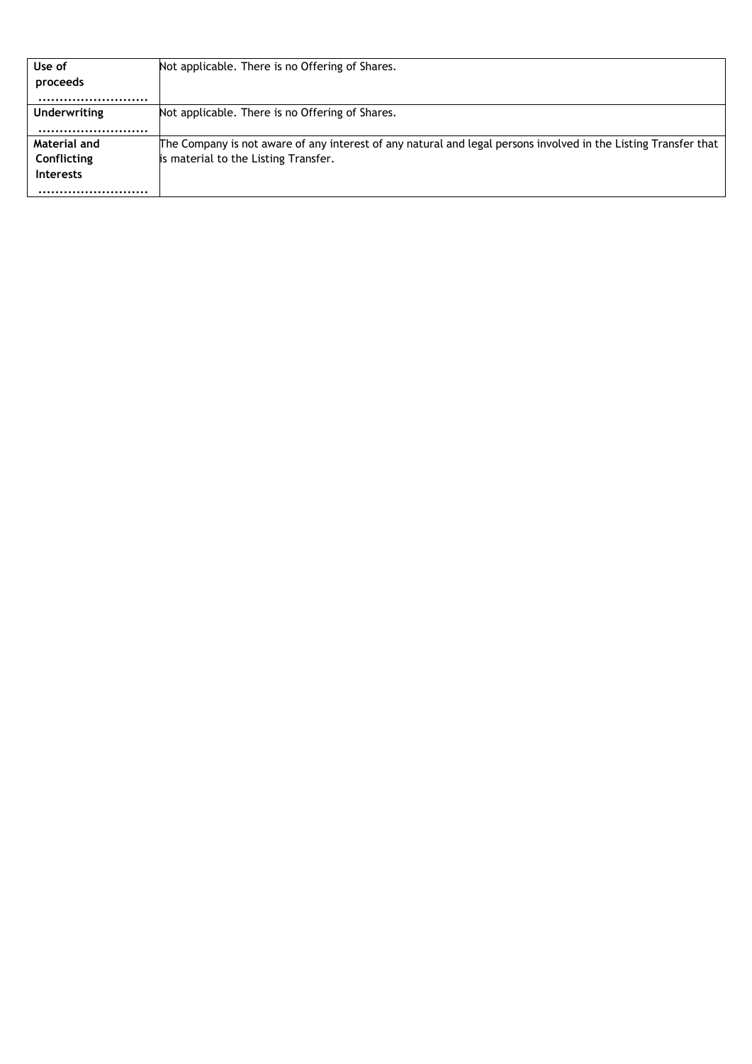| | |
|---|---|
| **Use of proceeds** .......................... | Not applicable. There is no Offering of Shares. |
| **Underwriting** .......................... | Not applicable. There is no Offering of Shares. |
| **Material and Conflicting Interests** .......................... | The Company is not aware of any interest of any natural and legal persons involved in the Listing Transfer that is material to the Listing Transfer. |